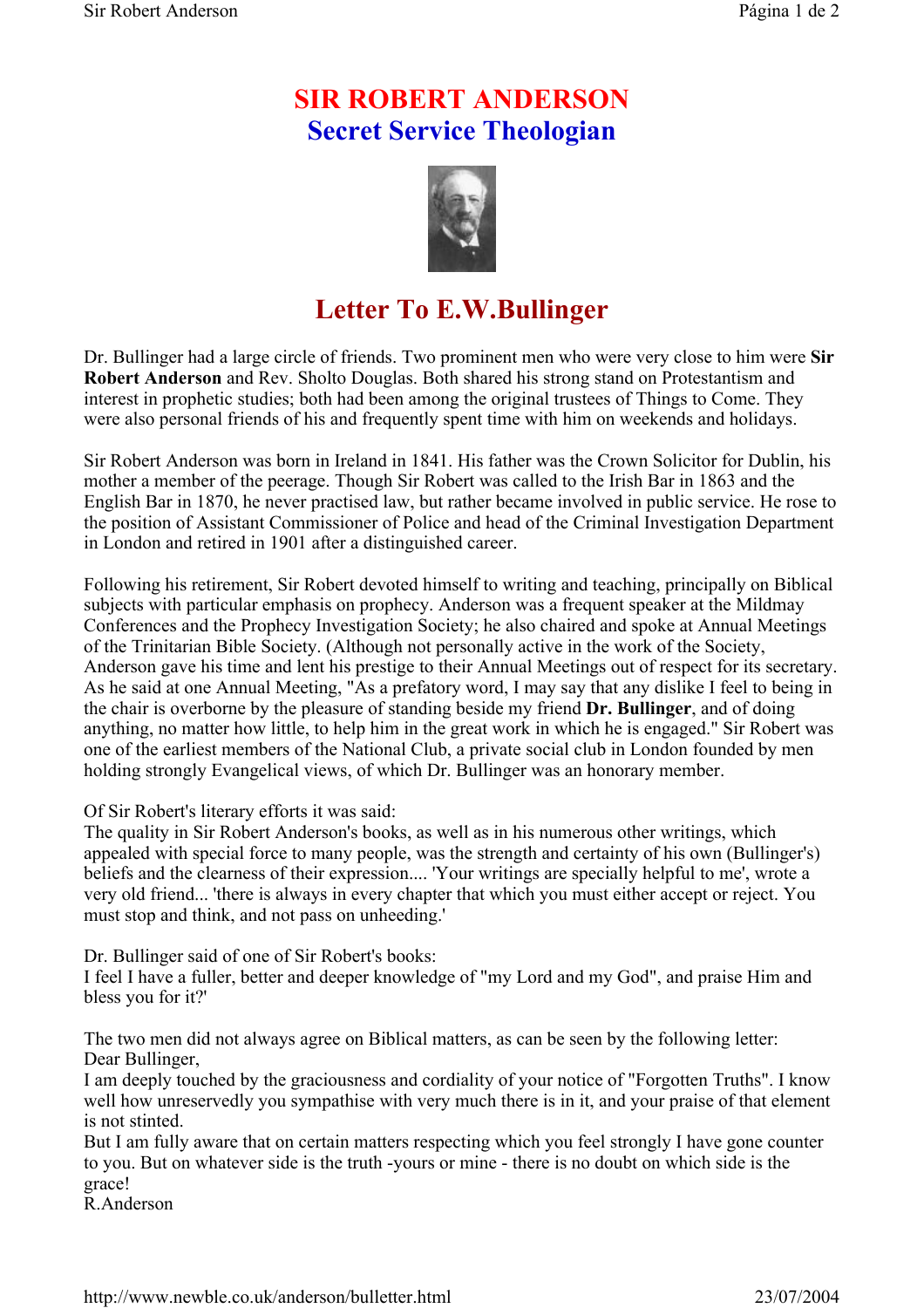# SIR ROBERT ANDERSON
## Secret Service Theologian

## Letter To E.W.Bullinger

Dr. Bullinger had a large circle of friends. Two prominent men who were very close to him were **Sir Robert Anderson** and Rev. Sholto Douglas. Both shared his strong stand on Protestantism and interest in prophetic studies; both had been among the original trustees of Things to Come. They were also personal friends of his and frequently spent time with him on weekends and holidays.

Sir Robert Anderson was born in Ireland in 1841. His father was the Crown Solicitor for Dublin, his mother a member of the peerage. Though Sir Robert was called to the Irish Bar in 1863 and the English Bar in 1870, he never practised law, but rather became involved in public service. He rose to the position of Assistant Commissioner of Police and head of the Criminal Investigation Department in London and retired in 1901 after a distinguished career.

Following his retirement, Sir Robert devoted himself to writing and teaching, principally on Biblical subjects with particular emphasis on prophecy. Anderson was a frequent speaker at the Mildmay Conferences and the Prophecy Investigation Society; he also chaired and spoke at Annual Meetings of the Trinitarian Bible Society. (Although not personally active in the work of the Society, Anderson gave his time and lent his prestige to their Annual Meetings out of respect for its secretary. As he said at one Annual Meeting, "As a prefatory word, I may say that any dislike I feel to being in the chair is overborne by the pleasure of standing beside my friend **Dr. Bullinger**, and of doing anything, no matter how little, to help him in the great work in which he is engaged." Sir Robert was one of the earliest members of the National Club, a private social club in London founded by men holding strongly Evangelical views, of which Dr. Bullinger was an honorary member.

Of Sir Robert's literary efforts it was said:
The quality in Sir Robert Anderson's books, as well as in his numerous other writings, which appealed with special force to many people, was the strength and certainty of his own (Bullinger's) beliefs and the clearness of their expression.... 'Your writings are specially helpful to me', wrote a very old friend... 'there is always in every chapter that which you must either accept or reject. You must stop and think, and not pass on unheeding.'

Dr. Bullinger said of one of Sir Robert's books:
I feel I have a fuller, better and deeper knowledge of "my Lord and my God", and praise Him and bless you for it?'

The two men did not always agree on Biblical matters, as can be seen by the following letter:
Dear Bullinger,
I am deeply touched by the graciousness and cordiality of your notice of "Forgotten Truths". I know well how unreservedly you sympathise with very much there is in it, and your praise of that element is not stinted.
But I am fully aware that on certain matters respecting which you feel strongly I have gone counter to you. But on whatever side is the truth -yours or mine - there is no doubt on which side is the grace!
R.Anderson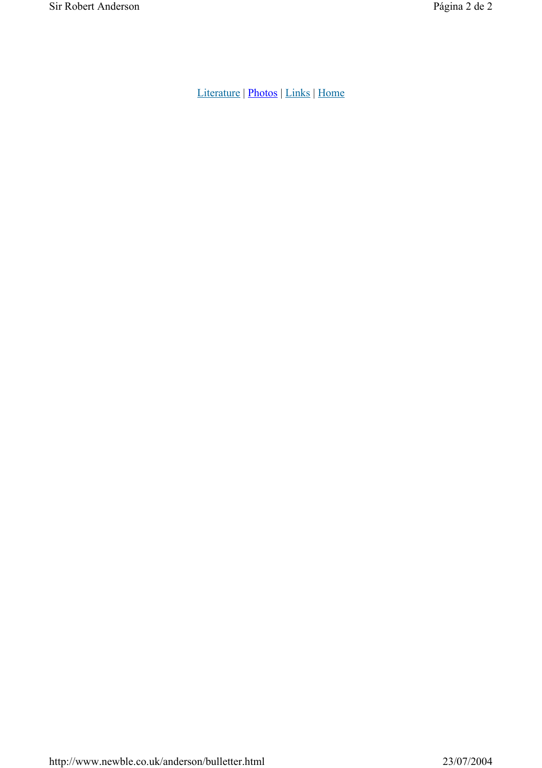Literature | Photos | Links | Home